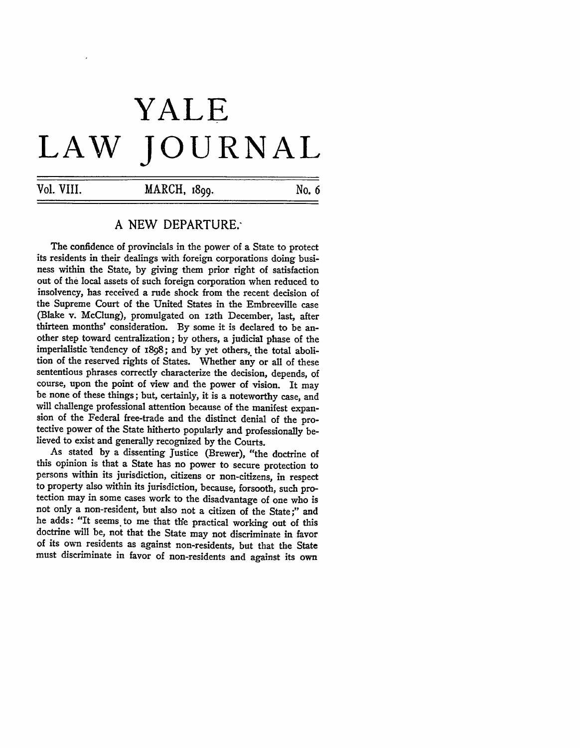# YALE LAW JOURNAL

Vol. VIII. MARCH, 1899. No. 6

## A NEW DEPARTURE.

The confidence of provincials in the power of a State to protect its residents in their dealings with foreign corporations doing business within the State, by giving them prior right of satisfaction out of the local assets of such foreign corporation when reduced to insolvency, has received a rude shock from the recent decision of the Supreme Court of the United States in the Embreeville case (Blake v. McClung), promulgated on 12th December, last, after thirteen months' consideration. By some it is declared to be another step toward centralization; by others, a judicial phase of the imperialistic tendency of 1898; and by yet others, the total abolition of the reserved rights of States. Whether any or all of these sententious phrases correctly characterize the decision, depends, of course, upon the point of view and the power of vision. It may be none of these things; but, certainly, it is a noteworthy case, and will challenge professional attention because of the manifest expansion of the Federal free-trade and the distinct denial of the protective power of the State hitherto popularly and professionally believed to exist and generally recognized by the Courts.

As stated by a dissenting Justice (Brewer), "the doctrine of this opinion is that a State has no power to secure protection to persons within its jurisdiction, citizens or non-citizens, in respect to property also within its jurisdiction, because, forsooth, such protection may in some cases work to the disadvantage of one who is not only a non-resident, but also not a citizen of the State;" and he adds: "It seems to me that the practical working out of this doctrine will be, not that the State may not discriminate in favor of its own residents as against non-residents, but that the State must discriminate in favor of non-residents and against its own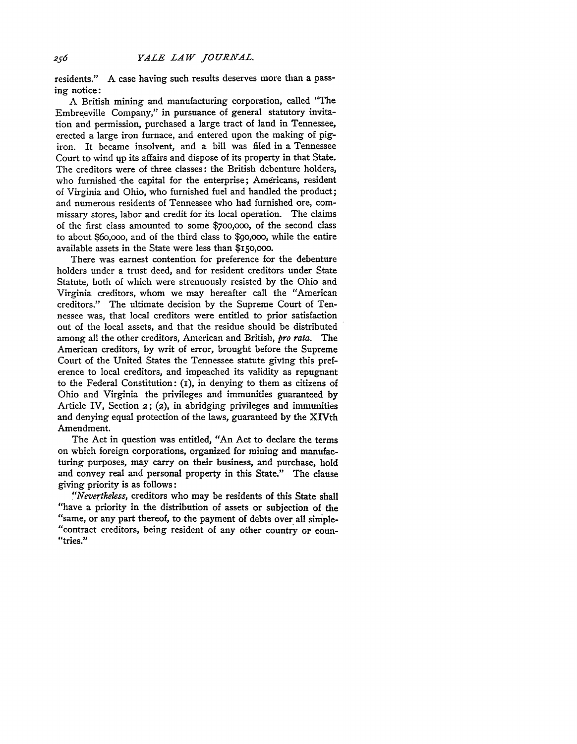residents." A case having such results deserves more than a passing notice:

A British mining and manufacturing corporation, called "The Embreeville Company," in pursuance of general statutory invitation and permission, purchased a large tract of land in Tennessee, erected a large iron furnace, and entered upon the making of pig-iron. It became insolvent, and a bill was filed in a Tennessee Court to wind up its affairs and dispose of its property in that State. The creditors were of three classes: the British debenture holders, who furnished the capital for the enterprise; Americans, resident of Virginia and Ohio, who furnished fuel and handled the product; and numerous residents of Tennessee who had furnished ore, commissary stores, labor and credit for its local operation. The claims of the first class amounted to some $700,000, of the second class to about $60,000, and of the third class to $90,000, while the entire available assets in the State were less than $150,000.

There was earnest contention for preference for the debenture holders under a trust deed, and for resident creditors under State Statute, both of which were strenuously resisted by the Ohio and Virginia creditors, whom we may hereafter call the "American creditors." The ultimate decision by the Supreme Court of Tennessee was, that local creditors were entitled to prior satisfaction out of the local assets, and that the residue should be distributed among all the other creditors, American and British, *pro rata*. The American creditors, by writ of error, brought before the Supreme Court of the United States the Tennessee statute giving this preference to local creditors, and impeached its validity as repugnant to the Federal Constitution: (1), in denying to them as citizens of Ohio and Virginia the privileges and immunities guaranteed by Article IV, Section 2; (2), in abridging privileges and immunities and denying equal protection of the laws, guaranteed by the XIVth Amendment.

The Act in question was entitled, "An Act to declare the terms on which foreign corporations, organized for mining and manufacturing purposes, may carry on their business, and purchase, hold and convey real and personal property in this State." The clause giving priority is as follows:

"*Nevertheless*, creditors who may be residents of this State shall "have a priority in the distribution of assets or subjection of the "same, or any part thereof, to the payment of debts over all simple-"contract creditors, being resident of any other country or coun-"tries."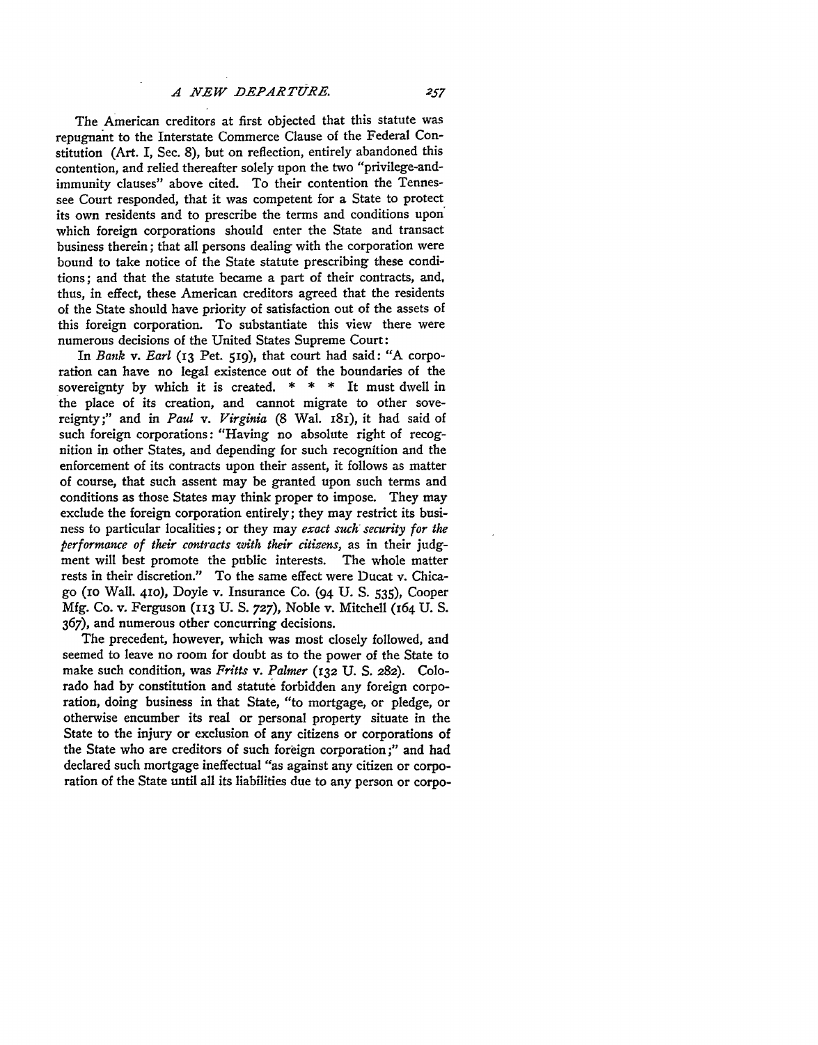The American creditors at first objected that this statute was repugnant to the Interstate Commerce Clause of the Federal Constitution (Art. I, Sec. 8), but on reflection, entirely abandoned this contention, and relied thereafter solely upon the two "privilege-and-immunity clauses" above cited. To their contention the Tennessee Court responded, that it was competent for a State to protect its own residents and to prescribe the terms and conditions upon which foreign corporations should enter the State and transact business therein; that all persons dealing with the corporation were bound to take notice of the State statute prescribing these conditions; and that the statute became a part of their contracts, and, thus, in effect, these American creditors agreed that the residents of the State should have priority of satisfaction out of the assets of this foreign corporation. To substantiate this view there were numerous decisions of the United States Supreme Court:

In *Bank* v. *Earl* (13 Pet. 519), that court had said: "A corporation can have no legal existence out of the boundaries of the sovereignty by which it is created. * * * It must dwell in the place of its creation, and cannot migrate to other sovereignty;" and in *Paul* v. *Virginia* (8 Wal. 181), it had said of such foreign corporations: "Having no absolute right of recognition in other States, and depending for such recognition and the enforcement of its contracts upon their assent, it follows as matter of course, that such assent may be granted upon such terms and conditions as those States may think proper to impose. They may exclude the foreign corporation entirely; they may restrict its business to particular localities; or they may *exact such security for the performance of their contracts with their citizens*, as in their judgment will best promote the public interests. The whole matter rests in their discretion." To the same effect were Ducat v. Chicago (10 Wall. 410), Doyle v. Insurance Co. (94 U. S. 535), Cooper Mfg. Co. v. Ferguson (113 U. S. 727), Noble v. Mitchell (164 U. S. 367), and numerous other concurring decisions.

The precedent, however, which was most closely followed, and seemed to leave no room for doubt as to the power of the State to make such condition, was *Fritts* v. *Palmer* (132 U. S. 282). Colorado had by constitution and statute forbidden any foreign corporation, doing business in that State, "to mortgage, or pledge, or otherwise encumber its real or personal property situate in the State to the injury or exclusion of any citizens or corporations of the State who are creditors of such foreign corporation;" and had declared such mortgage ineffectual "as against any citizen or corporation of the State until all its liabilities due to any person or corpo-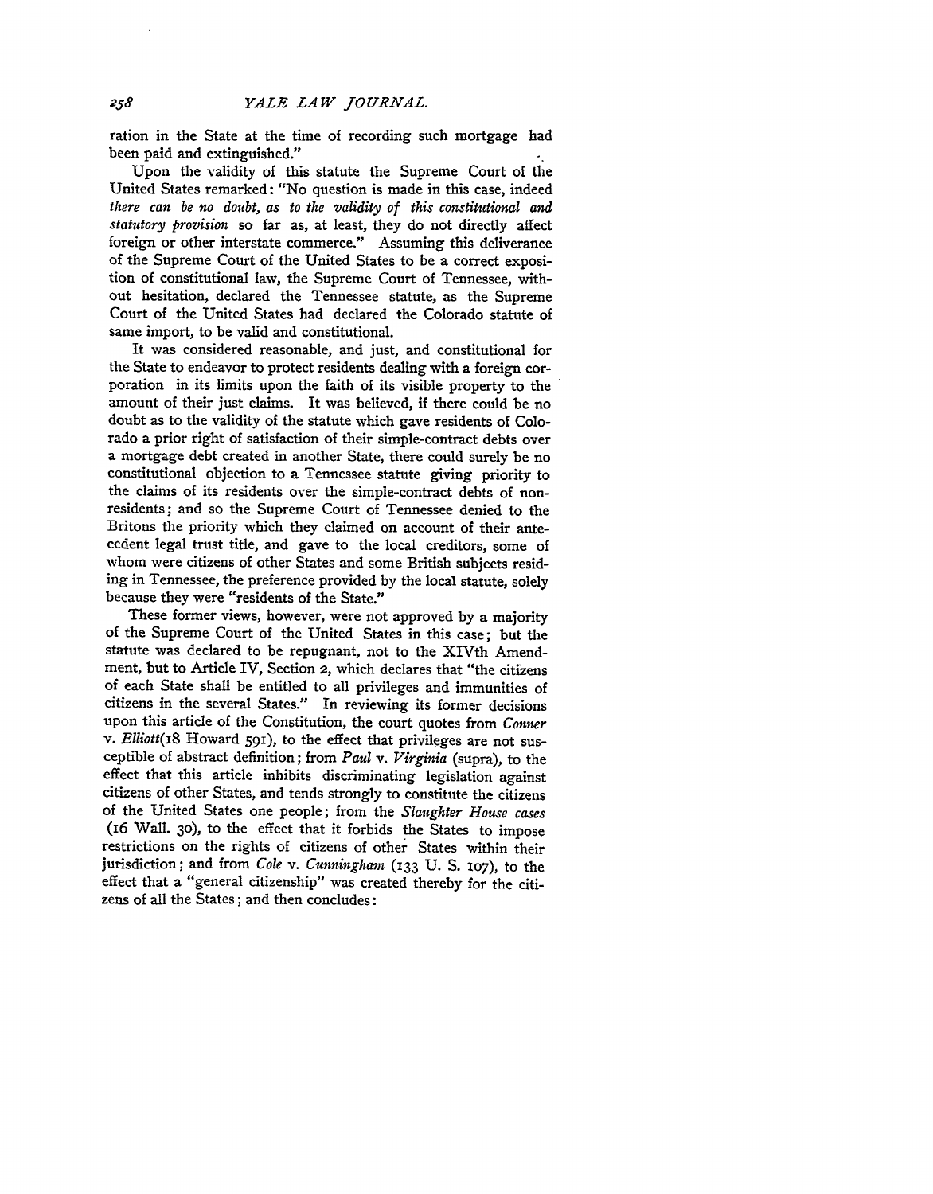ration in the State at the time of recording such mortgage had been paid and extinguished."

Upon the validity of this statute the Supreme Court of the United States remarked: "No question is made in this case, indeed *there can be no doubt, as to the validity of this constitutional and statutory provision* so far as, at least, they do not directly affect foreign or other interstate commerce." Assuming this deliverance of the Supreme Court of the United States to be a correct exposition of constitutional law, the Supreme Court of Tennessee, without hesitation, declared the Tennessee statute, as the Supreme Court of the United States had declared the Colorado statute of same import, to be valid and constitutional.

It was considered reasonable, and just, and constitutional for the State to endeavor to protect residents dealing with a foreign corporation in its limits upon the faith of its visible property to the amount of their just claims. It was believed, if there could be no doubt as to the validity of the statute which gave residents of Colorado a prior right of satisfaction of their simple-contract debts over a mortgage debt created in another State, there could surely be no constitutional objection to a Tennessee statute giving priority to the claims of its residents over the simple-contract debts of nonresidents; and so the Supreme Court of Tennessee denied to the Britons the priority which they claimed on account of their antecedent legal trust title, and gave to the local creditors, some of whom were citizens of other States and some British subjects residing in Tennessee, the preference provided by the local statute, solely because they were "residents of the State."

These former views, however, were not approved by a majority of the Supreme Court of the United States in this case; but the statute was declared to be repugnant, not to the XIVth Amendment, but to Article IV, Section 2, which declares that "the citizens of each State shall be entitled to all privileges and immunities of citizens in the several States." In reviewing its former decisions upon this article of the Constitution, the court quotes from *Conner* v. *Elliott*(18 Howard 591), to the effect that privileges are not susceptible of abstract definition; from *Paul* v. *Virginia* (supra), to the effect that this article inhibits discriminating legislation against citizens of other States, and tends strongly to constitute the citizens of the United States one people; from the *Slaughter House cases* (16 Wall. 30), to the effect that it forbids the States to impose restrictions on the rights of citizens of other States within their jurisdiction; and from *Cole* v. *Cunningham* (133 U. S. 107), to the effect that a "general citizenship" was created thereby for the citizens of all the States; and then concludes: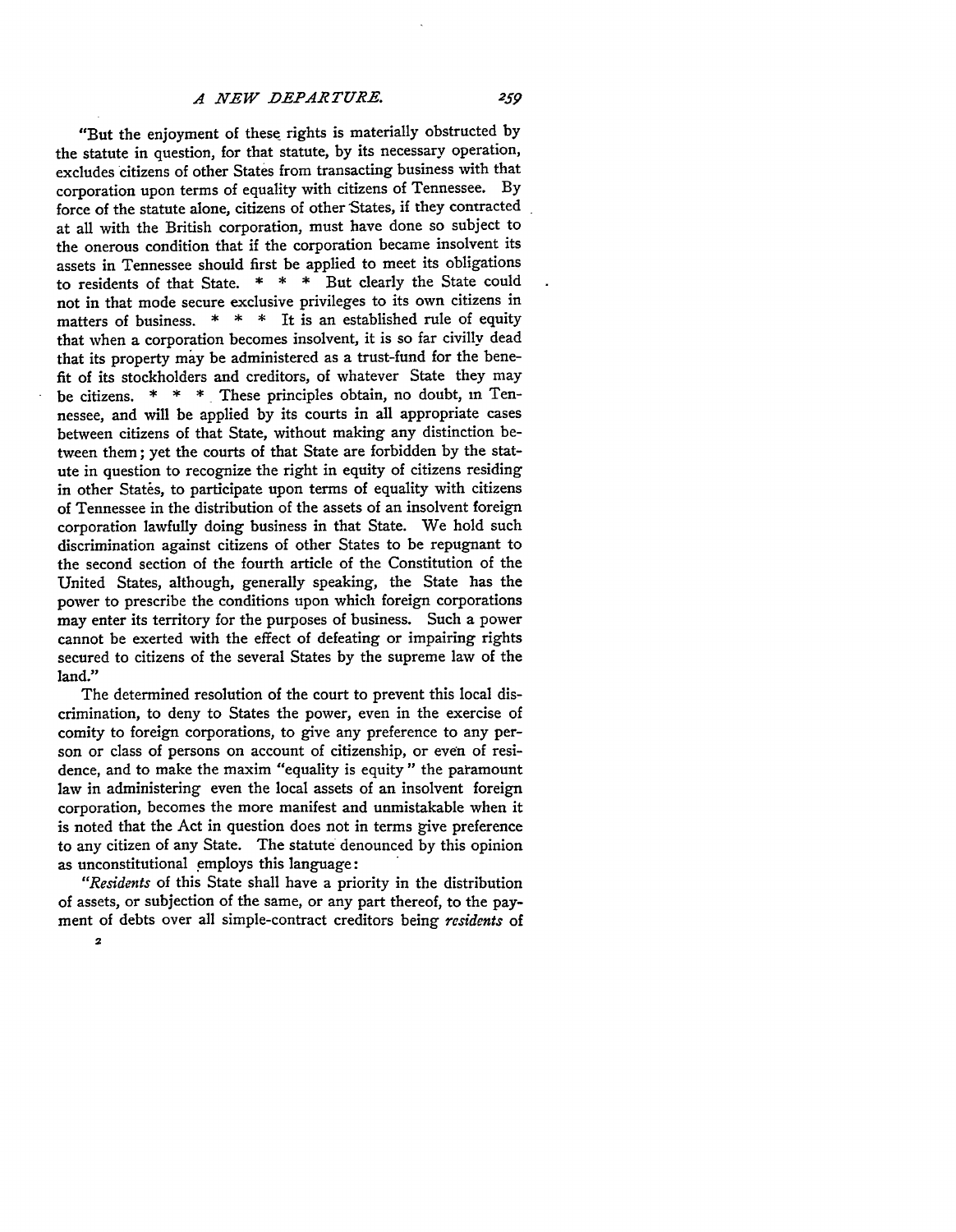"But the enjoyment of these rights is materially obstructed by the statute in question, for that statute, by its necessary operation, excludes citizens of other States from transacting business with that corporation upon terms of equality with citizens of Tennessee. By force of the statute alone, citizens of other States, if they contracted at all with the British corporation, must have done so subject to the onerous condition that if the corporation became insolvent its assets in Tennessee should first be applied to meet its obligations to residents of that State. * * * But clearly the State could not in that mode secure exclusive privileges to its own citizens in matters of business. * * * It is an established rule of equity that when a corporation becomes insolvent, it is so far civilly dead that its property may be administered as a trust-fund for the benefit of its stockholders and creditors, of whatever State they may be citizens. * * * These principles obtain, no doubt, in Tennessee, and will be applied by its courts in all appropriate cases between citizens of that State, without making any distinction between them; yet the courts of that State are forbidden by the statute in question to recognize the right in equity of citizens residing in other States, to participate upon terms of equality with citizens of Tennessee in the distribution of the assets of an insolvent foreign corporation lawfully doing business in that State. We hold such discrimination against citizens of other States to be repugnant to the second section of the fourth article of the Constitution of the United States, although, generally speaking, the State has the power to prescribe the conditions upon which foreign corporations may enter its territory for the purposes of business. Such a power cannot be exerted with the effect of defeating or impairing rights secured to citizens of the several States by the supreme law of the land."

The determined resolution of the court to prevent this local discrimination, to deny to States the power, even in the exercise of comity to foreign corporations, to give any preference to any person or class of persons on account of citizenship, or even of residence, and to make the maxim "equality is equity" the paramount law in administering even the local assets of an insolvent foreign corporation, becomes the more manifest and unmistakable when it is noted that the Act in question does not in terms give preference to any citizen of any State. The statute denounced by this opinion as unconstitutional employs this language:

"*Residents* of this State shall have a priority in the distribution of assets, or subjection of the same, or any part thereof, to the payment of debts over all simple-contract creditors being *residents* of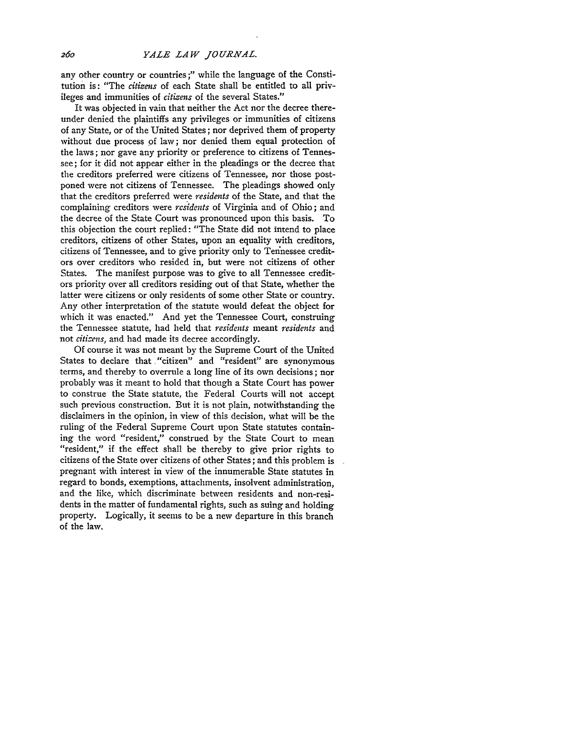any other country or countries;" while the language of the Constitution is: "The *citizens* of each State shall be entitled to all privileges and immunities of *citizens* of the several States."

It was objected in vain that neither the Act nor the decree thereunder denied the plaintiffs any privileges or immunities of citizens of any State, or of the United States; nor deprived them of property without due process of law; nor denied them equal protection of the laws; nor gave any priority or preference to citizens of Tennessee; for it did not appear either in the pleadings or the decree that the creditors preferred were citizens of Tennessee, nor those postponed were not citizens of Tennessee. The pleadings showed only that the creditors preferred were *residents* of the State, and that the complaining creditors were *residents* of Virginia and of Ohio; and the decree of the State Court was pronounced upon this basis. To this objection the court replied: "The State did not intend to place creditors, citizens of other States, upon an equality with creditors, citizens of Tennessee, and to give priority only to Tennessee creditors over creditors who resided in, but were not citizens of other States. The manifest purpose was to give to all Tennessee creditors priority over all creditors residing out of that State, whether the latter were citizens or only residents of some other State or country. Any other interpretation of the statute would defeat the object for which it was enacted." And yet the Tennessee Court, construing the Tennessee statute, had held that *residents* meant *residents* and not *citizens*, and had made its decree accordingly.

Of course it was not meant by the Supreme Court of the United States to declare that "citizen" and "resident" are synonymous terms, and thereby to overrule a long line of its own decisions; nor probably was it meant to hold that though a State Court has power to construe the State statute, the Federal Courts will not accept such previous construction. But it is not plain, notwithstanding the disclaimers in the opinion, in view of this decision, what will be the ruling of the Federal Supreme Court upon State statutes containing the word "resident," construed by the State Court to mean "resident," if the effect shall be thereby to give prior rights to citizens of the State over citizens of other States; and this problem is pregnant with interest in view of the innumerable State statutes in regard to bonds, exemptions, attachments, insolvent administration, and the like, which discriminate between residents and non-residents in the matter of fundamental rights, such as suing and holding property. Logically, it seems to be a new departure in this branch of the law.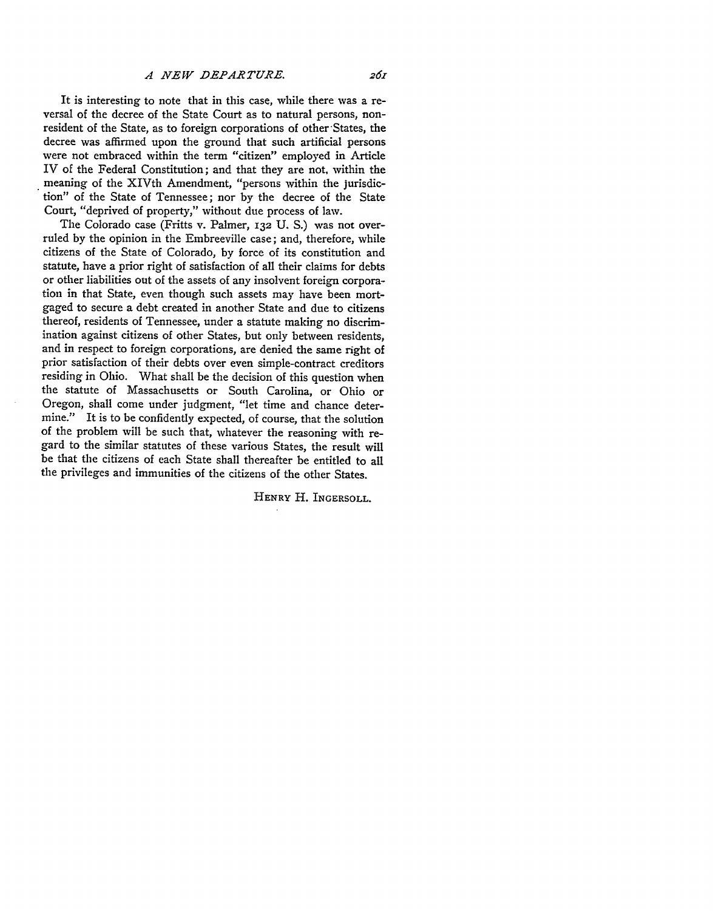It is interesting to note that in this case, while there was a reversal of the decree of the State Court as to natural persons, non-resident of the State, as to foreign corporations of other States, the decree was affirmed upon the ground that such artificial persons were not embraced within the term "citizen" employed in Article IV of the Federal Constitution; and that they are not, within the meaning of the XIVth Amendment, "persons within the jurisdiction" of the State of Tennessee; nor by the decree of the State Court, "deprived of property," without due process of law.

The Colorado case (Fritts v. Palmer, 132 U. S.) was not overruled by the opinion in the Embreeville case; and, therefore, while citizens of the State of Colorado, by force of its constitution and statute, have a prior right of satisfaction of all their claims for debts or other liabilities out of the assets of any insolvent foreign corporation in that State, even though such assets may have been mortgaged to secure a debt created in another State and due to citizens thereof, residents of Tennessee, under a statute making no discrimination against citizens of other States, but only between residents, and in respect to foreign corporations, are denied the same right of prior satisfaction of their debts over even simple-contract creditors residing in Ohio. What shall be the decision of this question when the statute of Massachusetts or South Carolina, or Ohio or Oregon, shall come under judgment, "let time and chance determine." It is to be confidently expected, of course, that the solution of the problem will be such that, whatever the reasoning with regard to the similar statutes of these various States, the result will be that the citizens of each State shall thereafter be entitled to all the privileges and immunities of the citizens of the other States.

HENRY H. INGERSOLL.